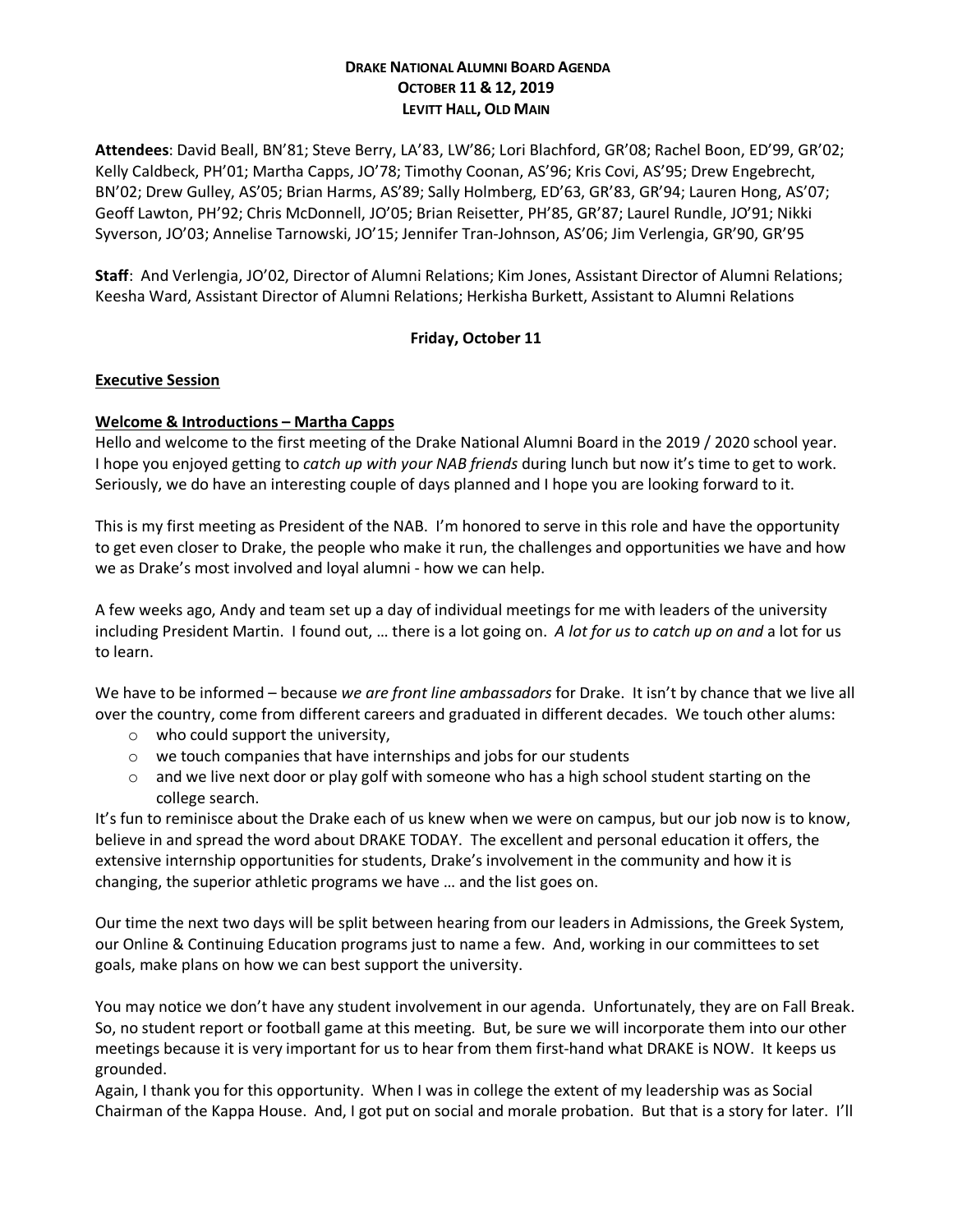**DRAKE NATIONAL ALUMNI BOARD AGENDA**
**OCTOBER 11 & 12, 2019**
**LEVITT HALL, OLD MAIN**

**Attendees**: David Beall, BN'81; Steve Berry, LA'83, LW'86; Lori Blachford, GR'08; Rachel Boon, ED'99, GR'02; Kelly Caldbeck, PH'01; Martha Capps, JO'78; Timothy Coonan, AS'96; Kris Covi, AS'95; Drew Engebrecht, BN'02; Drew Gulley, AS'05; Brian Harms, AS'89; Sally Holmberg, ED'63, GR'83, GR'94; Lauren Hong, AS'07; Geoff Lawton, PH'92; Chris McDonnell, JO'05; Brian Reisetter, PH'85, GR'87; Laurel Rundle, JO'91; Nikki Syverson, JO'03; Annelise Tarnowski, JO'15; Jennifer Tran-Johnson, AS'06; Jim Verlengia, GR'90, GR'95

**Staff**: And Verlengia, JO'02, Director of Alumni Relations; Kim Jones, Assistant Director of Alumni Relations; Keesha Ward, Assistant Director of Alumni Relations; Herkisha Burkett, Assistant to Alumni Relations

**Friday, October 11**

**Executive Session**

**Welcome & Introductions – Martha Capps**

Hello and welcome to the first meeting of the Drake National Alumni Board in the 2019 / 2020 school year. I hope you enjoyed getting to *catch up with your NAB friends* during lunch but now it's time to get to work. Seriously, we do have an interesting couple of days planned and I hope you are looking forward to it.

This is my first meeting as President of the NAB. I'm honored to serve in this role and have the opportunity to get even closer to Drake, the people who make it run, the challenges and opportunities we have and how we as Drake's most involved and loyal alumni - how we can help.

A few weeks ago, Andy and team set up a day of individual meetings for me with leaders of the university including President Martin. I found out, … there is a lot going on. *A lot for us to catch up on and* a lot for us to learn.

We have to be informed – because *we are front line ambassadors* for Drake. It isn't by chance that we live all over the country, come from different careers and graduated in different decades. We touch other alums:

- who could support the university,
- we touch companies that have internships and jobs for our students
- and we live next door or play golf with someone who has a high school student starting on the college search.

It's fun to reminisce about the Drake each of us knew when we were on campus, but our job now is to know, believe in and spread the word about DRAKE TODAY. The excellent and personal education it offers, the extensive internship opportunities for students, Drake's involvement in the community and how it is changing, the superior athletic programs we have … and the list goes on.

Our time the next two days will be split between hearing from our leaders in Admissions, the Greek System, our Online & Continuing Education programs just to name a few. And, working in our committees to set goals, make plans on how we can best support the university.

You may notice we don't have any student involvement in our agenda. Unfortunately, they are on Fall Break. So, no student report or football game at this meeting. But, be sure we will incorporate them into our other meetings because it is very important for us to hear from them first-hand what DRAKE is NOW. It keeps us grounded.

Again, I thank you for this opportunity. When I was in college the extent of my leadership was as Social Chairman of the Kappa House. And, I got put on social and morale probation. But that is a story for later. I'll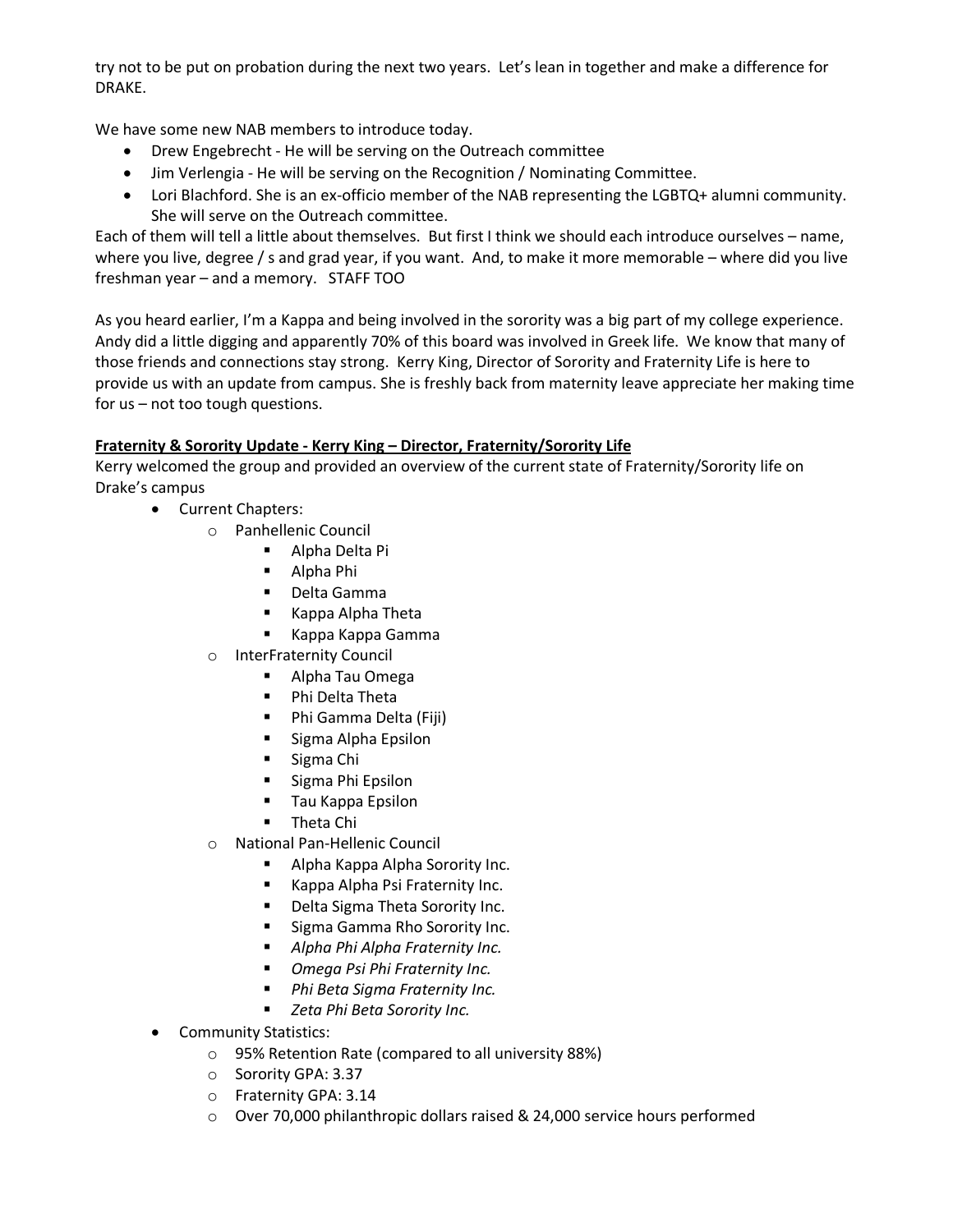try not to be put on probation during the next two years. Let's lean in together and make a difference for DRAKE.

We have some new NAB members to introduce today.

- Drew Engebrecht - He will be serving on the Outreach committee
- Jim Verlengia - He will be serving on the Recognition / Nominating Committee.
- Lori Blachford. She is an ex-officio member of the NAB representing the LGBTQ+ alumni community. She will serve on the Outreach committee.

Each of them will tell a little about themselves. But first I think we should each introduce ourselves – name, where you live, degree / s and grad year, if you want. And, to make it more memorable – where did you live freshman year – and a memory. STAFF TOO

As you heard earlier, I'm a Kappa and being involved in the sorority was a big part of my college experience. Andy did a little digging and apparently 70% of this board was involved in Greek life. We know that many of those friends and connections stay strong. Kerry King, Director of Sorority and Fraternity Life is here to provide us with an update from campus. She is freshly back from maternity leave appreciate her making time for us – not too tough questions.

**Fraternity & Sorority Update - Kerry King – Director, Fraternity/Sorority Life**

Kerry welcomed the group and provided an overview of the current state of Fraternity/Sorority life on Drake's campus

- Current Chapters:
  - Panhellenic Council
    - Alpha Delta Pi
    - Alpha Phi
    - Delta Gamma
    - Kappa Alpha Theta
    - Kappa Kappa Gamma
  - InterFraternity Council
    - Alpha Tau Omega
    - Phi Delta Theta
    - Phi Gamma Delta (Fiji)
    - Sigma Alpha Epsilon
    - Sigma Chi
    - Sigma Phi Epsilon
    - Tau Kappa Epsilon
    - Theta Chi
  - National Pan-Hellenic Council
    - Alpha Kappa Alpha Sorority Inc.
    - Kappa Alpha Psi Fraternity Inc.
    - Delta Sigma Theta Sorority Inc.
    - Sigma Gamma Rho Sorority Inc.
    - *Alpha Phi Alpha Fraternity Inc.*
    - *Omega Psi Phi Fraternity Inc.*
    - *Phi Beta Sigma Fraternity Inc.*
    - *Zeta Phi Beta Sorority Inc.*
- Community Statistics:
  - 95% Retention Rate (compared to all university 88%)
  - Sorority GPA: 3.37
  - Fraternity GPA: 3.14
  - Over 70,000 philanthropic dollars raised & 24,000 service hours performed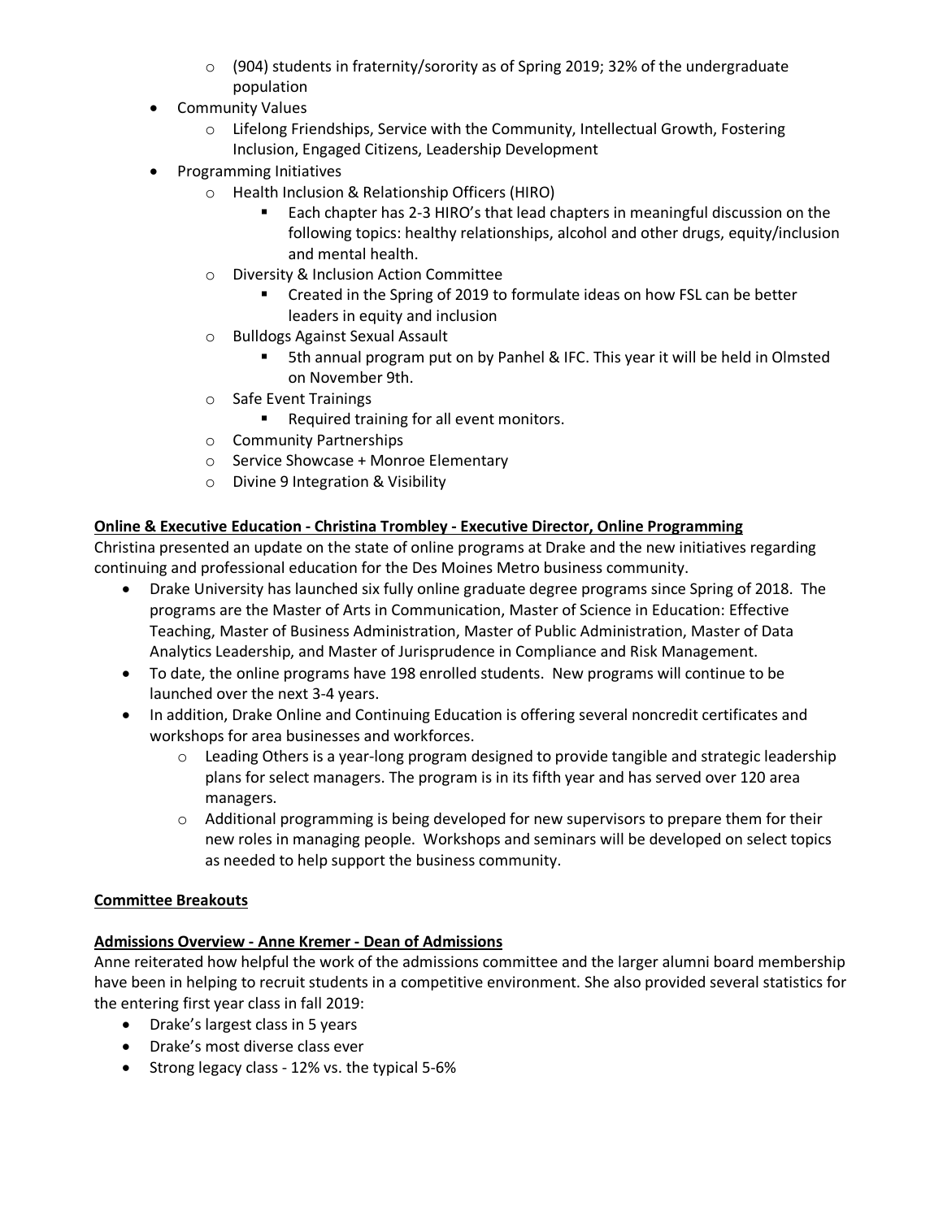- (904) students in fraternity/sorority as of Spring 2019; 32% of the undergraduate population
- Community Values
    - Lifelong Friendships, Service with the Community, Intellectual Growth, Fostering Inclusion, Engaged Citizens, Leadership Development
- Programming Initiatives
    - Health Inclusion & Relationship Officers (HIRO)
        - Each chapter has 2-3 HIRO's that lead chapters in meaningful discussion on the following topics: healthy relationships, alcohol and other drugs, equity/inclusion and mental health.
    - Diversity & Inclusion Action Committee
        - Created in the Spring of 2019 to formulate ideas on how FSL can be better leaders in equity and inclusion
    - Bulldogs Against Sexual Assault
        - 5th annual program put on by Panhel & IFC. This year it will be held in Olmsted on November 9th.
    - Safe Event Trainings
        - Required training for all event monitors.
    - Community Partnerships
    - Service Showcase + Monroe Elementary
    - Divine 9 Integration & Visibility

**Online & Executive Education - Christina Trombley - Executive Director, Online Programming**

Christina presented an update on the state of online programs at Drake and the new initiatives regarding continuing and professional education for the Des Moines Metro business community.

- Drake University has launched six fully online graduate degree programs since Spring of 2018. The programs are the Master of Arts in Communication, Master of Science in Education: Effective Teaching, Master of Business Administration, Master of Public Administration, Master of Data Analytics Leadership, and Master of Jurisprudence in Compliance and Risk Management.
- To date, the online programs have 198 enrolled students. New programs will continue to be launched over the next 3-4 years.
- In addition, Drake Online and Continuing Education is offering several noncredit certificates and workshops for area businesses and workforces.
    - Leading Others is a year-long program designed to provide tangible and strategic leadership plans for select managers. The program is in its fifth year and has served over 120 area managers.
    - Additional programming is being developed for new supervisors to prepare them for their new roles in managing people. Workshops and seminars will be developed on select topics as needed to help support the business community.

**Committee Breakouts**

**Admissions Overview - Anne Kremer - Dean of Admissions**

Anne reiterated how helpful the work of the admissions committee and the larger alumni board membership have been in helping to recruit students in a competitive environment. She also provided several statistics for the entering first year class in fall 2019:

- Drake's largest class in 5 years
- Drake's most diverse class ever
- Strong legacy class - 12% vs. the typical 5-6%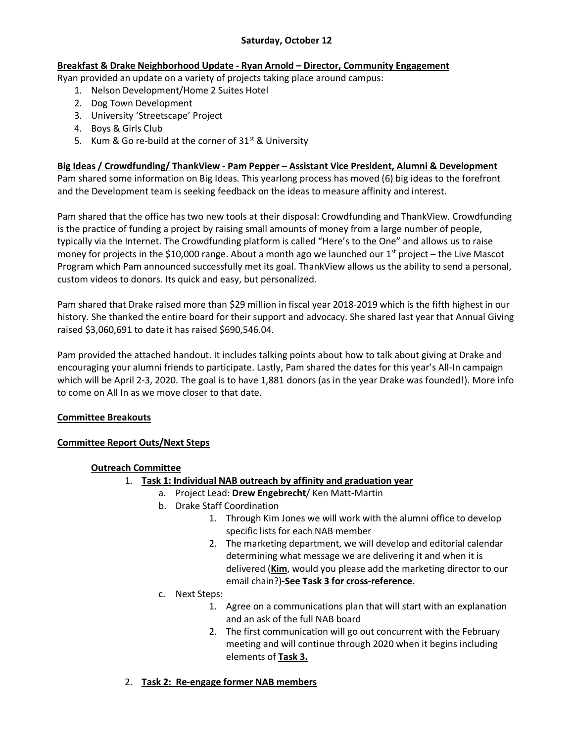**Saturday, October 12**

**Breakfast & Drake Neighborhood Update - Ryan Arnold – Director, Community Engagement**

Ryan provided an update on a variety of projects taking place around campus:

1. Nelson Development/Home 2 Suites Hotel
2. Dog Town Development
3. University 'Streetscape' Project
4. Boys & Girls Club
5. Kum & Go re-build at the corner of 31st & University

**Big Ideas / Crowdfunding/ ThankView - Pam Pepper – Assistant Vice President, Alumni & Development**

Pam shared some information on Big Ideas. This yearlong process has moved (6) big ideas to the forefront and the Development team is seeking feedback on the ideas to measure affinity and interest.

Pam shared that the office has two new tools at their disposal: Crowdfunding and ThankView. Crowdfunding is the practice of funding a project by raising small amounts of money from a large number of people, typically via the Internet. The Crowdfunding platform is called "Here's to the One" and allows us to raise money for projects in the $10,000 range. About a month ago we launched our 1st project – the Live Mascot Program which Pam announced successfully met its goal. ThankView allows us the ability to send a personal, custom videos to donors. Its quick and easy, but personalized.

Pam shared that Drake raised more than $29 million in fiscal year 2018-2019 which is the fifth highest in our history. She thanked the entire board for their support and advocacy. She shared last year that Annual Giving raised $3,060,691 to date it has raised $690,546.04.

Pam provided the attached handout. It includes talking points about how to talk about giving at Drake and encouraging your alumni friends to participate. Lastly, Pam shared the dates for this year's All-In campaign which will be April 2-3, 2020. The goal is to have 1,881 donors (as in the year Drake was founded!). More info to come on All In as we move closer to that date.

**Committee Breakouts**

**Committee Report Outs/Next Steps**

**Outreach Committee**

1. **Task 1: Individual NAB outreach by affinity and graduation year**
   a. Project Lead: **Drew Engebrecht**/ Ken Matt-Martin
   b. Drake Staff Coordination
      1. Through Kim Jones we will work with the alumni office to develop specific lists for each NAB member
      2. The marketing department, we will develop and editorial calendar determining what message we are delivering it and when it is delivered (**Kim**, would you please add the marketing director to our email chain?)**-See Task 3 for cross-reference.**
   c. Next Steps:
      1. Agree on a communications plan that will start with an explanation and an ask of the full NAB board
      2. The first communication will go out concurrent with the February meeting and will continue through 2020 when it begins including elements of **Task 3.**
2. **Task 2: Re-engage former NAB members**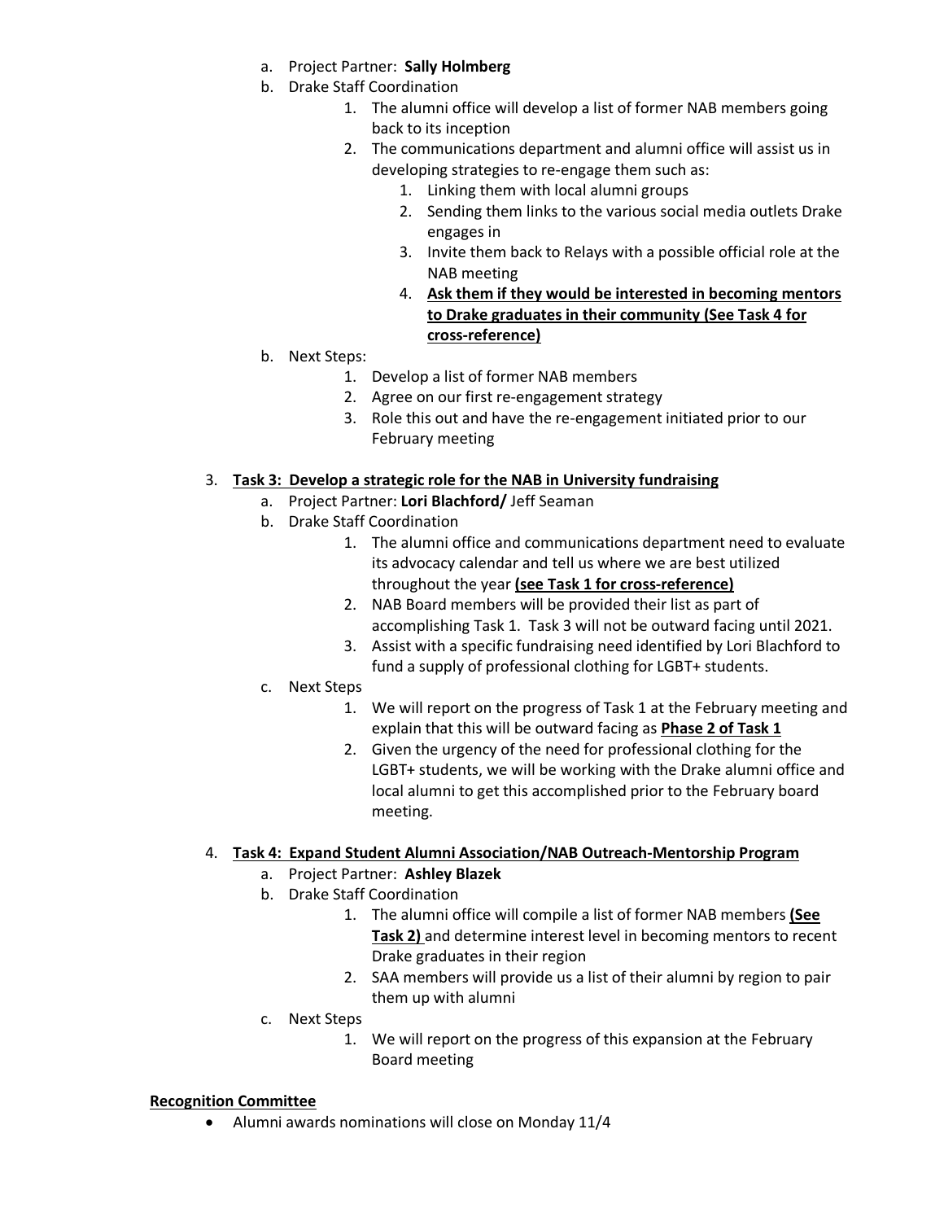a. Project Partner: **Sally Holmberg**
b. Drake Staff Coordination
    1. The alumni office will develop a list of former NAB members going back to its inception
    2. The communications department and alumni office will assist us in developing strategies to re-engage them such as:
        1. Linking them with local alumni groups
        2. Sending them links to the various social media outlets Drake engages in
        3. Invite them back to Relays with a possible official role at the NAB meeting
        4. **<u>Ask them if they would be interested in becoming mentors to Drake graduates in their community (See Task 4 for cross-reference)</u>**
b. Next Steps:
    1. Develop a list of former NAB members
    2. Agree on our first re-engagement strategy
    3. Role this out and have the re-engagement initiated prior to our February meeting

3. **<u>Task 3: Develop a strategic role for the NAB in University fundraising</u>**
    a. Project Partner: **Lori Blachford/** Jeff Seaman
    b. Drake Staff Coordination
        1. The alumni office and communications department need to evaluate its advocacy calendar and tell us where we are best utilized throughout the year **<u>(see Task 1 for cross-reference)</u>**
        2. NAB Board members will be provided their list as part of accomplishing Task 1. Task 3 will not be outward facing until 2021.
        3. Assist with a specific fundraising need identified by Lori Blachford to fund a supply of professional clothing for LGBT+ students.
    c. Next Steps
        1. We will report on the progress of Task 1 at the February meeting and explain that this will be outward facing as **<u>Phase 2 of Task 1</u>**
        2. Given the urgency of the need for professional clothing for the LGBT+ students, we will be working with the Drake alumni office and local alumni to get this accomplished prior to the February board meeting.

4. **<u>Task 4: Expand Student Alumni Association/NAB Outreach-Mentorship Program</u>**
    a. Project Partner: **Ashley Blazek**
    b. Drake Staff Coordination
        1. The alumni office will compile a list of former NAB members **<u>(See Task 2)</u>** and determine interest level in becoming mentors to recent Drake graduates in their region
        2. SAA members will provide us a list of their alumni by region to pair them up with alumni
    c. Next Steps
        1. We will report on the progress of this expansion at the February Board meeting

**<u>Recognition Committee</u>**

- Alumni awards nominations will close on Monday 11/4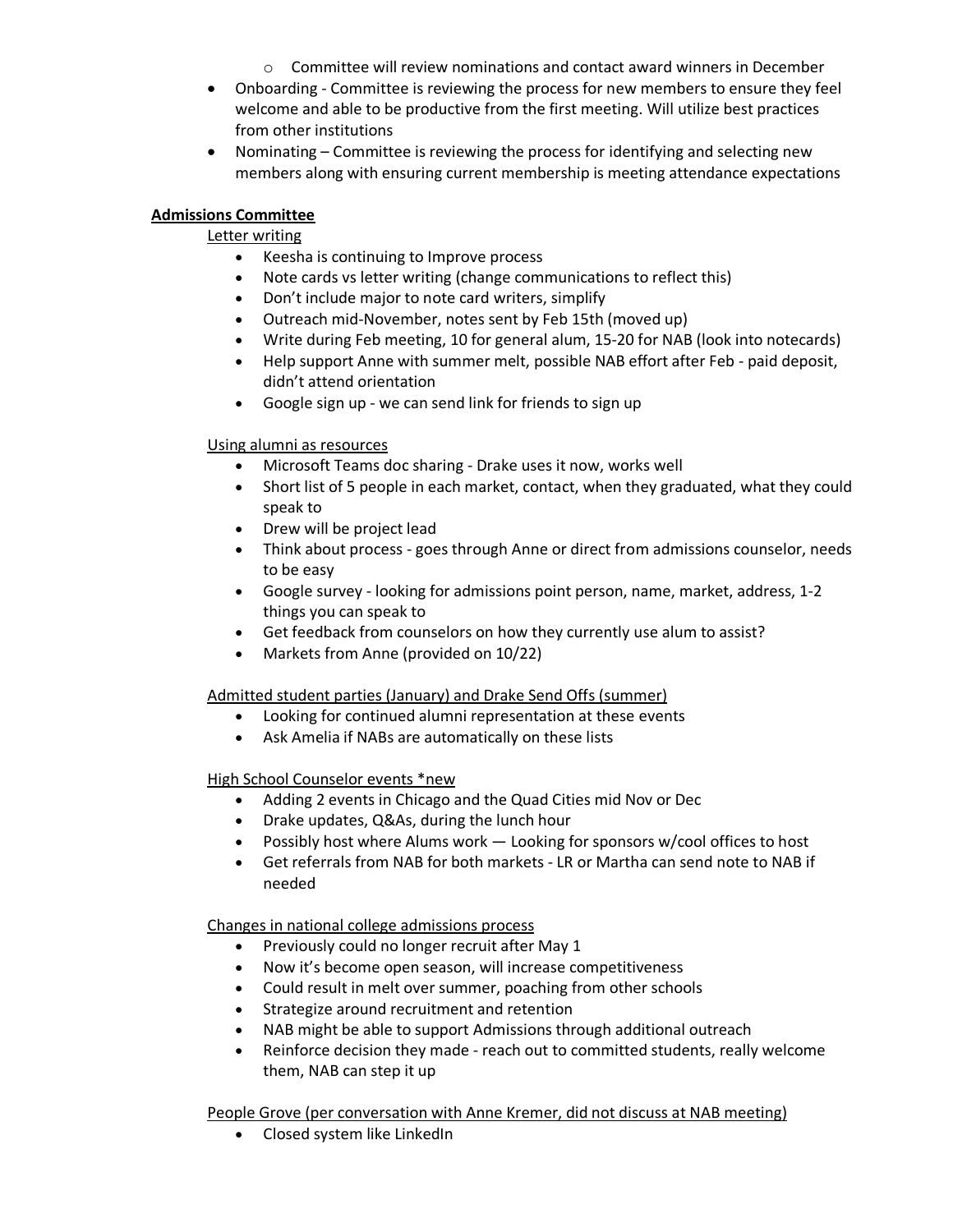- Committee will review nominations and contact award winners in December
- Onboarding - Committee is reviewing the process for new members to ensure they feel welcome and able to be productive from the first meeting. Will utilize best practices from other institutions
- Nominating – Committee is reviewing the process for identifying and selecting new members along with ensuring current membership is meeting attendance expectations

**Admissions Committee**

Letter writing

- Keesha is continuing to Improve process
- Note cards vs letter writing (change communications to reflect this)
- Don't include major to note card writers, simplify
- Outreach mid-November, notes sent by Feb 15th (moved up)
- Write during Feb meeting, 10 for general alum, 15-20 for NAB (look into notecards)
- Help support Anne with summer melt, possible NAB effort after Feb - paid deposit, didn't attend orientation
- Google sign up - we can send link for friends to sign up

Using alumni as resources

- Microsoft Teams doc sharing - Drake uses it now, works well
- Short list of 5 people in each market, contact, when they graduated, what they could speak to
- Drew will be project lead
- Think about process - goes through Anne or direct from admissions counselor, needs to be easy
- Google survey - looking for admissions point person, name, market, address, 1-2 things you can speak to
- Get feedback from counselors on how they currently use alum to assist?
- Markets from Anne (provided on 10/22)

Admitted student parties (January) and Drake Send Offs (summer)

- Looking for continued alumni representation at these events
- Ask Amelia if NABs are automatically on these lists

High School Counselor events *new

- Adding 2 events in Chicago and the Quad Cities mid Nov or Dec
- Drake updates, Q&As, during the lunch hour
- Possibly host where Alums work — Looking for sponsors w/cool offices to host
- Get referrals from NAB for both markets - LR or Martha can send note to NAB if needed

Changes in national college admissions process

- Previously could no longer recruit after May 1
- Now it's become open season, will increase competitiveness
- Could result in melt over summer, poaching from other schools
- Strategize around recruitment and retention
- NAB might be able to support Admissions through additional outreach
- Reinforce decision they made - reach out to committed students, really welcome them, NAB can step it up

People Grove (per conversation with Anne Kremer, did not discuss at NAB meeting)

- Closed system like LinkedIn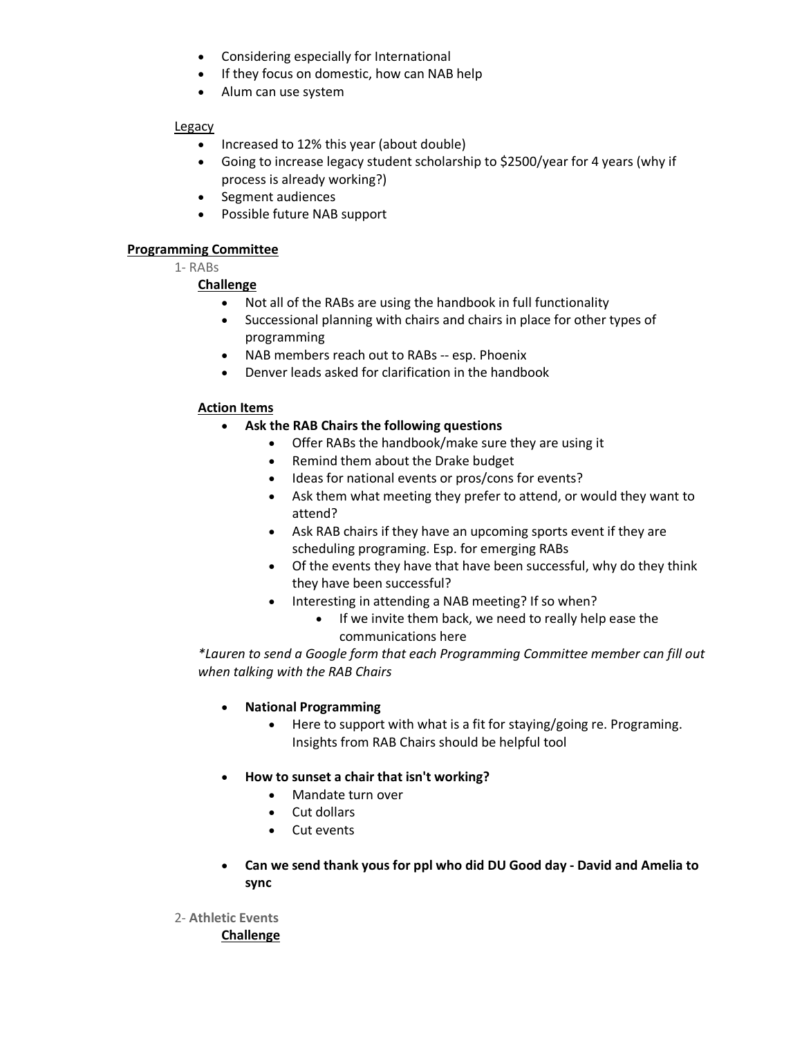- Considering especially for International
- If they focus on domestic, how can NAB help
- Alum can use system

Legacy

- Increased to 12% this year (about double)
- Going to increase legacy student scholarship to $2500/year for 4 years (why if process is already working?)
- Segment audiences
- Possible future NAB support

**Programming Committee**

1- RABs

**Challenge**

- Not all of the RABs are using the handbook in full functionality
- Successional planning with chairs and chairs in place for other types of programming
- NAB members reach out to RABs -- esp. Phoenix
- Denver leads asked for clarification in the handbook

**Action Items**

- **Ask the RAB Chairs the following questions**
  - Offer RABs the handbook/make sure they are using it
  - Remind them about the Drake budget
  - Ideas for national events or pros/cons for events?
  - Ask them what meeting they prefer to attend, or would they want to attend?
  - Ask RAB chairs if they have an upcoming sports event if they are scheduling programing. Esp. for emerging RABs
  - Of the events they have that have been successful, why do they think they have been successful?
  - Interesting in attending a NAB meeting? If so when?
    - If we invite them back, we need to really help ease the communications here

*\*Lauren to send a Google form that each Programming Committee member can fill out when talking with the RAB Chairs*

- **National Programming**
  - Here to support with what is a fit for staying/going re. Programing. Insights from RAB Chairs should be helpful tool

- **How to sunset a chair that isn't working?**
  - Mandate turn over
  - Cut dollars
  - Cut events

- **Can we send thank yous for ppl who did DU Good day - David and Amelia to sync**

2- **Athletic Events**

**Challenge**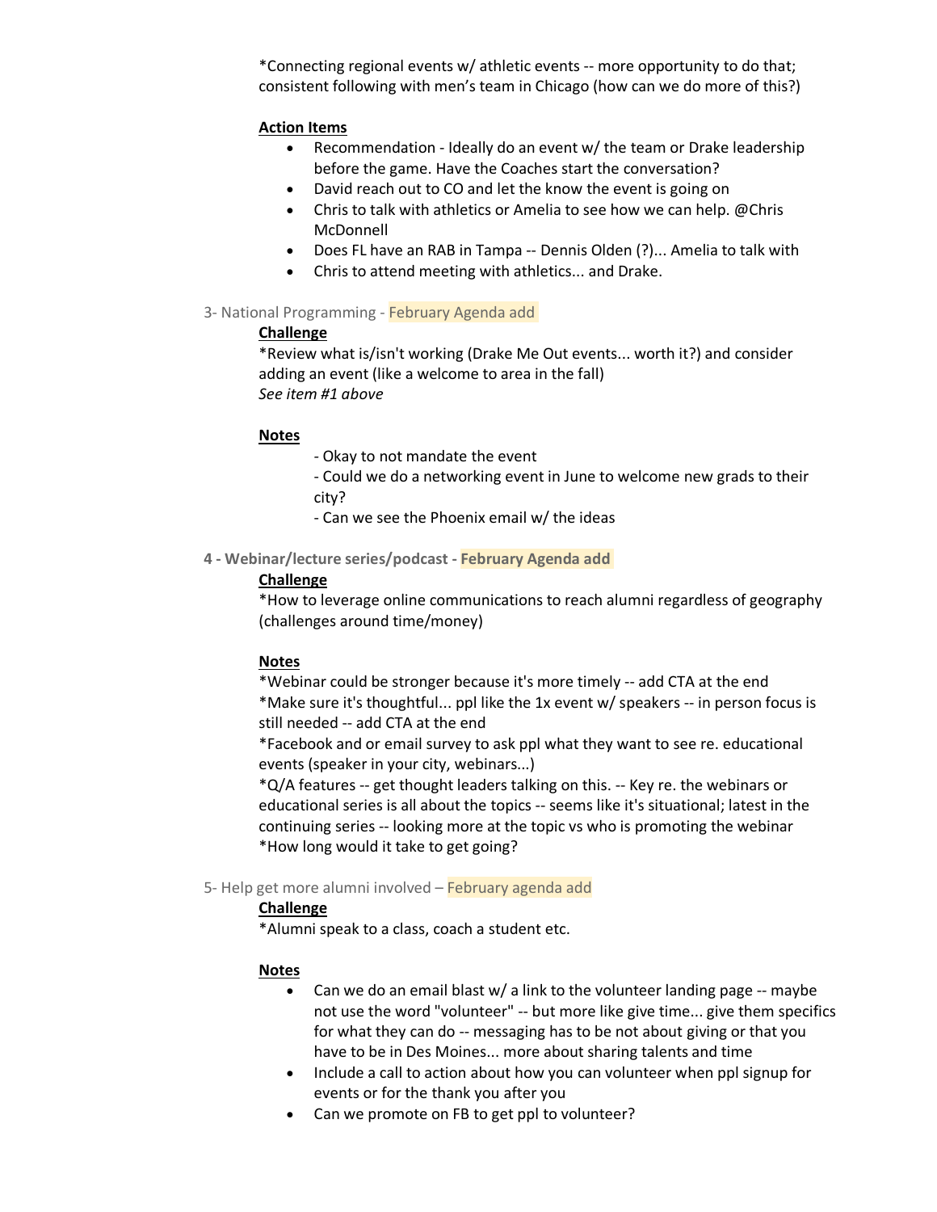*Connecting regional events w/ athletic events -- more opportunity to do that; consistent following with men's team in Chicago (how can we do more of this?)

**Action Items**

- Recommendation - Ideally do an event w/ the team or Drake leadership before the game. Have the Coaches start the conversation?
- David reach out to CO and let the know the event is going on
- Chris to talk with athletics or Amelia to see how we can help. @Chris McDonnell
- Does FL have an RAB in Tampa -- Dennis Olden (?)... Amelia to talk with
- Chris to attend meeting with athletics... and Drake.

### 3- National Programming - February Agenda add

**Challenge**

*Review what is/isn't working (Drake Me Out events... worth it?) and consider adding an event (like a welcome to area in the fall)
*See item #1 above*

**Notes**

- Okay to not mandate the event
- Could we do a networking event in June to welcome new grads to their city?
- Can we see the Phoenix email w/ the ideas

### 4 - Webinar/lecture series/podcast - February Agenda add

**Challenge**

*How to leverage online communications to reach alumni regardless of geography (challenges around time/money)

**Notes**

*Webinar could be stronger because it's more timely -- add CTA at the end
*Make sure it's thoughtful... ppl like the 1x event w/ speakers -- in person focus is still needed -- add CTA at the end
*Facebook and or email survey to ask ppl what they want to see re. educational events (speaker in your city, webinars...)
*Q/A features -- get thought leaders talking on this. -- Key re. the webinars or educational series is all about the topics -- seems like it's situational; latest in the continuing series -- looking more at the topic vs who is promoting the webinar
*How long would it take to get going?

### 5- Help get more alumni involved – February agenda add

**Challenge**

*Alumni speak to a class, coach a student etc.

**Notes**

- Can we do an email blast w/ a link to the volunteer landing page -- maybe not use the word "volunteer" -- but more like give time... give them specifics for what they can do -- messaging has to be not about giving or that you have to be in Des Moines... more about sharing talents and time
- Include a call to action about how you can volunteer when ppl signup for events or for the thank you after you
- Can we promote on FB to get ppl to volunteer?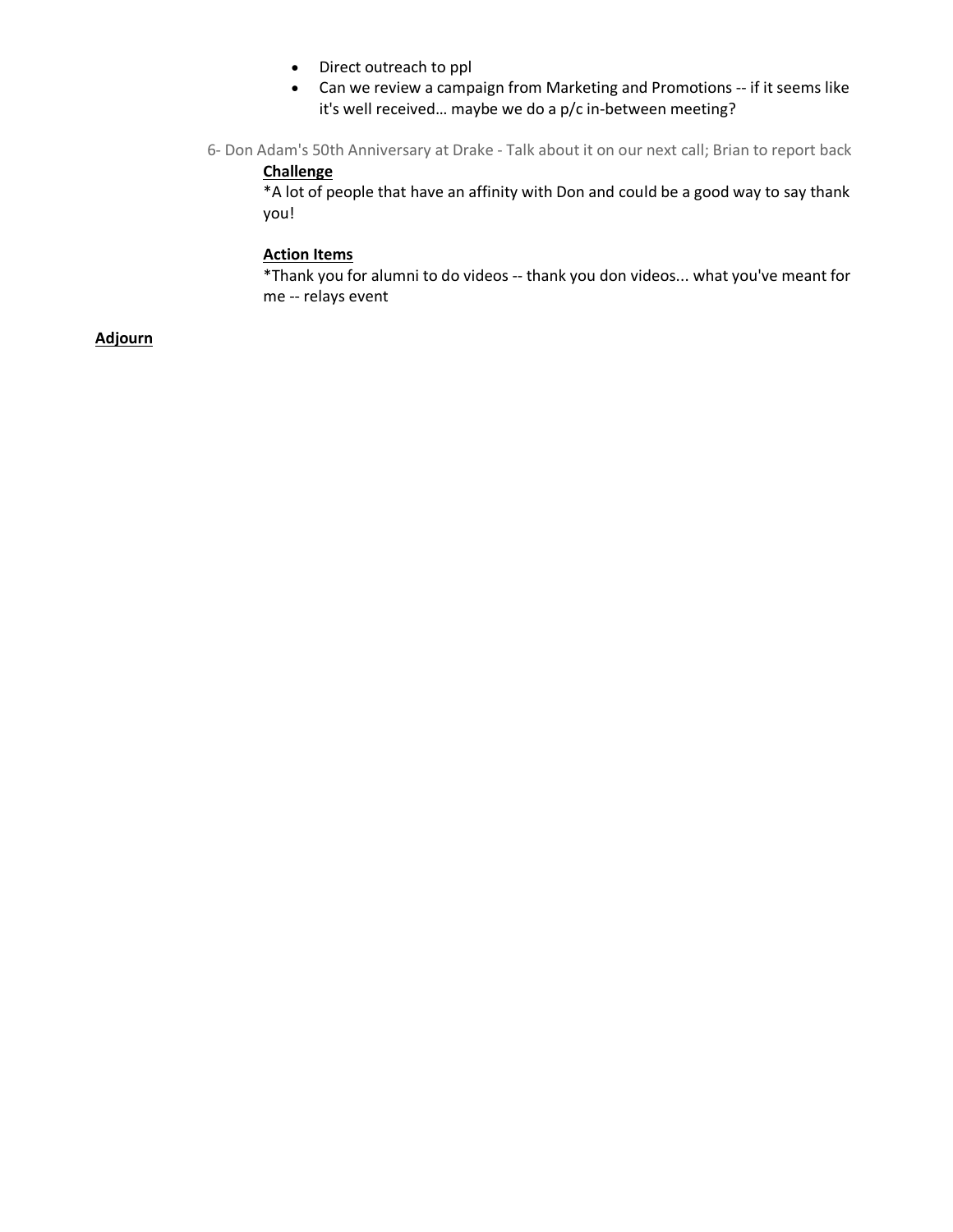- Direct outreach to ppl
- Can we review a campaign from Marketing and Promotions -- if it seems like it's well received… maybe we do a p/c in-between meeting?

6- Don Adam's 50th Anniversary at Drake - Talk about it on our next call; Brian to report back

**Challenge**

*A lot of people that have an affinity with Don and could be a good way to say thank you!

**Action Items**

*Thank you for alumni to do videos -- thank you don videos... what you've meant for me -- relays event

**Adjourn**